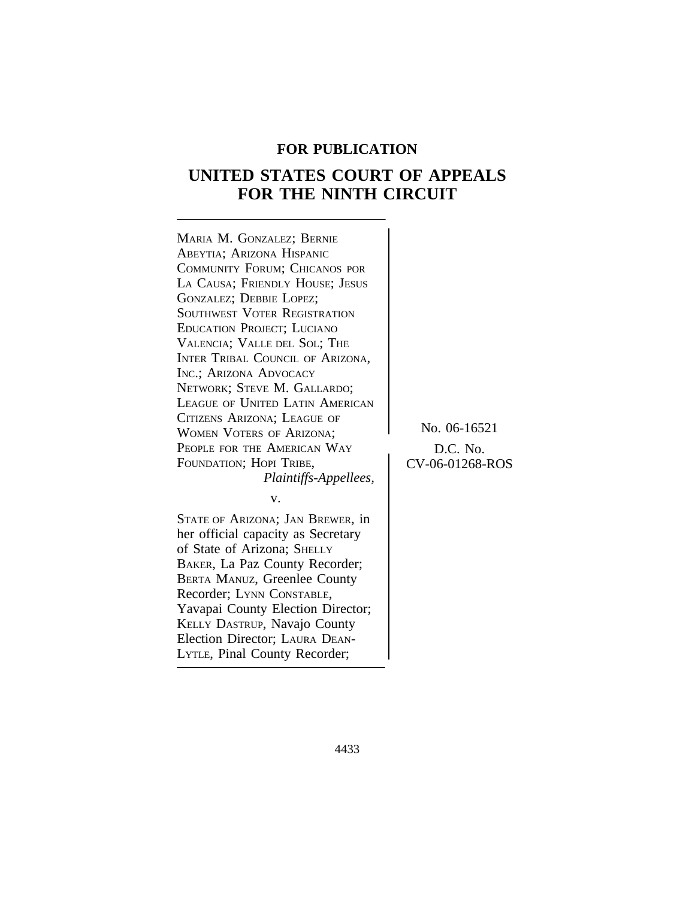**FOR PUBLICATION**

# UNITED STATES COURT OF APPEALS FOR THE NINTH CIRCUIT

MARIA M. GONZALEZ; BERNIE ABEYTIA; ARIZONA HISPANIC COMMUNITY FORUM; CHICANOS POR LA CAUSA; FRIENDLY HOUSE; JESUS GONZALEZ; DEBBIE LOPEZ; SOUTHWEST VOTER REGISTRATION EDUCATION PROJECT; LUCIANO VALENCIA; VALLE DEL SOL; THE INTER TRIBAL COUNCIL OF ARIZONA, INC.; ARIZONA ADVOCACY NETWORK; STEVE M. GALLARDO; LEAGUE OF UNITED LATIN AMERICAN CITIZENS ARIZONA; LEAGUE OF WOMEN VOTERS OF ARIZONA; PEOPLE FOR THE AMERICAN WAY FOUNDATION; HOPI TRIBE,
*Plaintiffs-Appellees,*

v.

STATE OF ARIZONA; JAN BREWER, in her official capacity as Secretary of State of Arizona; SHELLY BAKER, La Paz County Recorder; BERTA MANUZ, Greenlee County Recorder; LYNN CONSTABLE, Yavapai County Election Director; KELLY DASTRUP, Navajo County Election Director; LAURA DEAN-LYTLE, Pinal County Recorder;

No. 06-16521

D.C. No.
CV-06-01268-ROS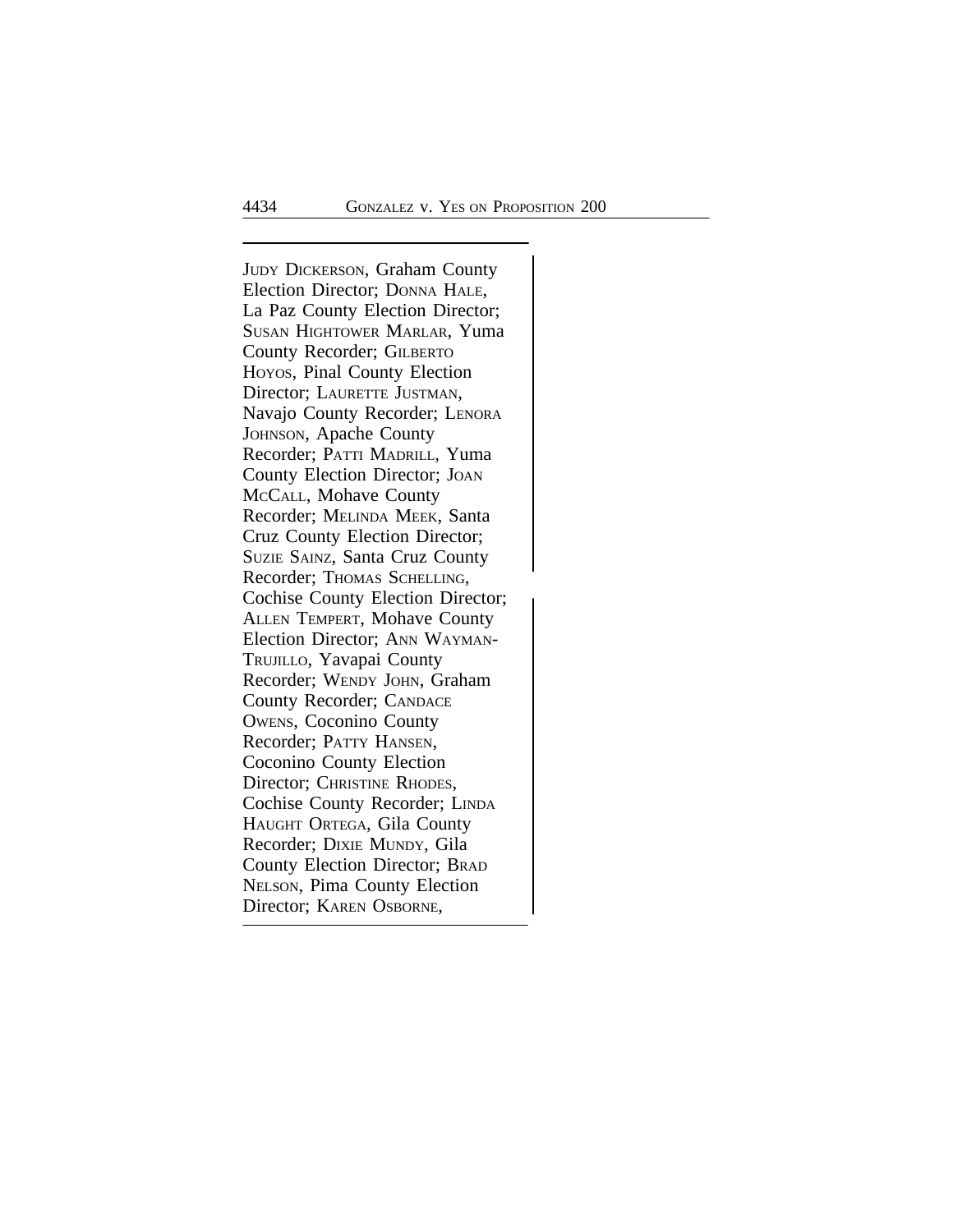JUDY DICKERSON, Graham County Election Director; DONNA HALE, La Paz County Election Director; SUSAN HIGHTOWER MARLAR, Yuma County Recorder; GILBERTO HOYOS, Pinal County Election Director; LAURETTE JUSTMAN, Navajo County Recorder; LENORA JOHNSON, Apache County Recorder; PATTI MADRILL, Yuma County Election Director; JOAN MCCALL, Mohave County Recorder; MELINDA MEEK, Santa Cruz County Election Director; SUZIE SAINZ, Santa Cruz County Recorder; THOMAS SCHELLING, Cochise County Election Director; ALLEN TEMPERT, Mohave County Election Director; ANN WAYMAN-TRUJILLO, Yavapai County Recorder; WENDY JOHN, Graham County Recorder; CANDACE OWENS, Coconino County Recorder; PATTY HANSEN, Coconino County Election Director; CHRISTINE RHODES, Cochise County Recorder; LINDA HAUGHT ORTEGA, Gila County Recorder; DIXIE MUNDY, Gila County Election Director; BRAD NELSON, Pima County Election Director; KAREN OSBORNE,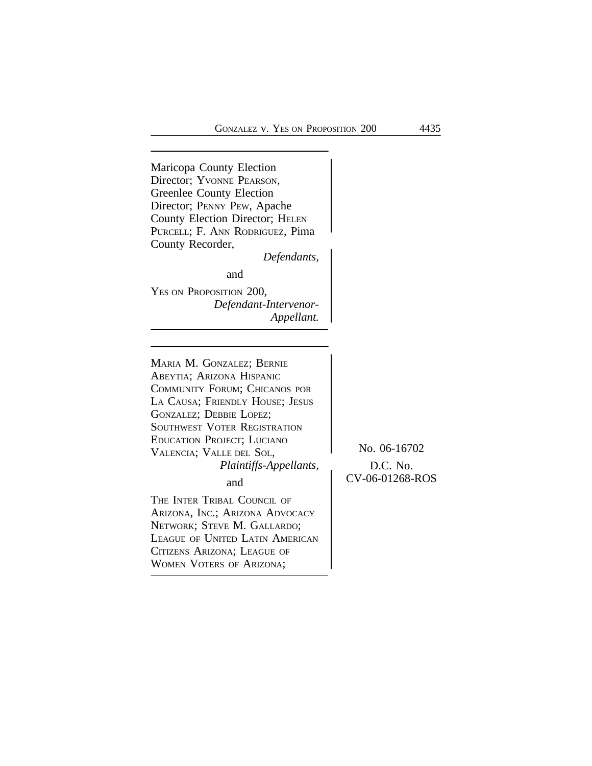Maricopa County Election Director; YVONNE PEARSON, Greenlee County Election Director; PENNY PEW, Apache County Election Director; HELEN PURCELL; F. ANN RODRIGUEZ, Pima County Recorder,

*Defendants,*

and

YES ON PROPOSITION 200,

*Defendant-Intervenor-Appellant.*

---

MARIA M. GONZALEZ; BERNIE ABEYTIA; ARIZONA HISPANIC COMMUNITY FORUM; CHICANOS POR LA CAUSA; FRIENDLY HOUSE; JESUS GONZALEZ; DEBBIE LOPEZ; SOUTHWEST VOTER REGISTRATION EDUCATION PROJECT; LUCIANO VALENCIA; VALLE DEL SOL,

*Plaintiffs-Appellants,*

and

THE INTER TRIBAL COUNCIL OF ARIZONA, INC.; ARIZONA ADVOCACY NETWORK; STEVE M. GALLARDO; LEAGUE OF UNITED LATIN AMERICAN CITIZENS ARIZONA; LEAGUE OF WOMEN VOTERS OF ARIZONA;

No. 06-16702

D.C. No. CV-06-01268-ROS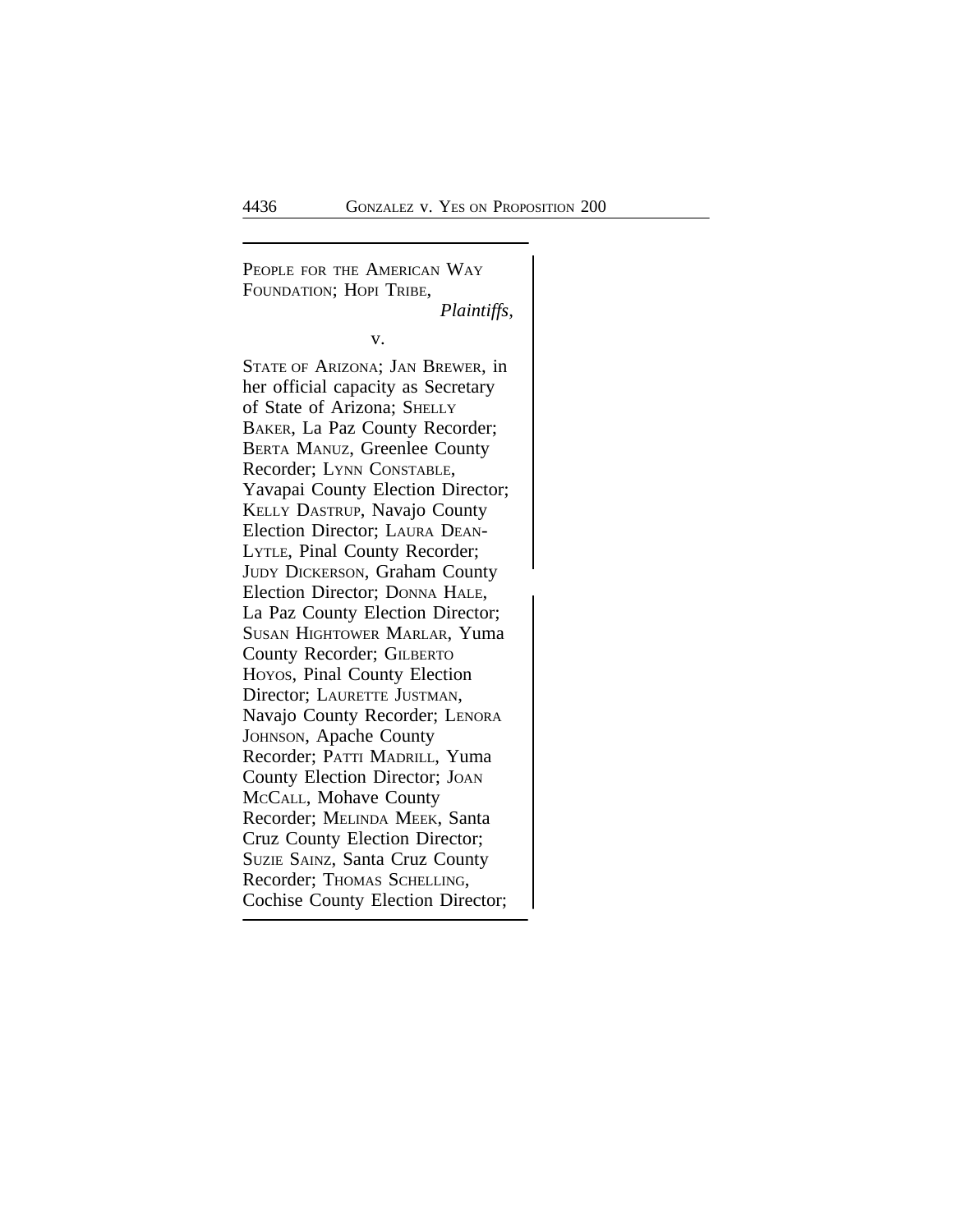PEOPLE FOR THE AMERICAN WAY FOUNDATION; HOPI TRIBE,

*Plaintiffs,*

v.

STATE OF ARIZONA; JAN BREWER, in her official capacity as Secretary of State of Arizona; SHELLY BAKER, La Paz County Recorder; BERTA MANUZ, Greenlee County Recorder; LYNN CONSTABLE, Yavapai County Election Director; KELLY DASTRUP, Navajo County Election Director; LAURA DEAN-LYTLE, Pinal County Recorder; JUDY DICKERSON, Graham County Election Director; DONNA HALE, La Paz County Election Director; SUSAN HIGHTOWER MARLAR, Yuma County Recorder; GILBERTO HOYOS, Pinal County Election Director; LAURETTE JUSTMAN, Navajo County Recorder; LENORA JOHNSON, Apache County Recorder; PATTI MADRILL, Yuma County Election Director; JOAN MCCALL, Mohave County Recorder; MELINDA MEEK, Santa Cruz County Election Director; SUZIE SAINZ, Santa Cruz County Recorder; THOMAS SCHELLING, Cochise County Election Director;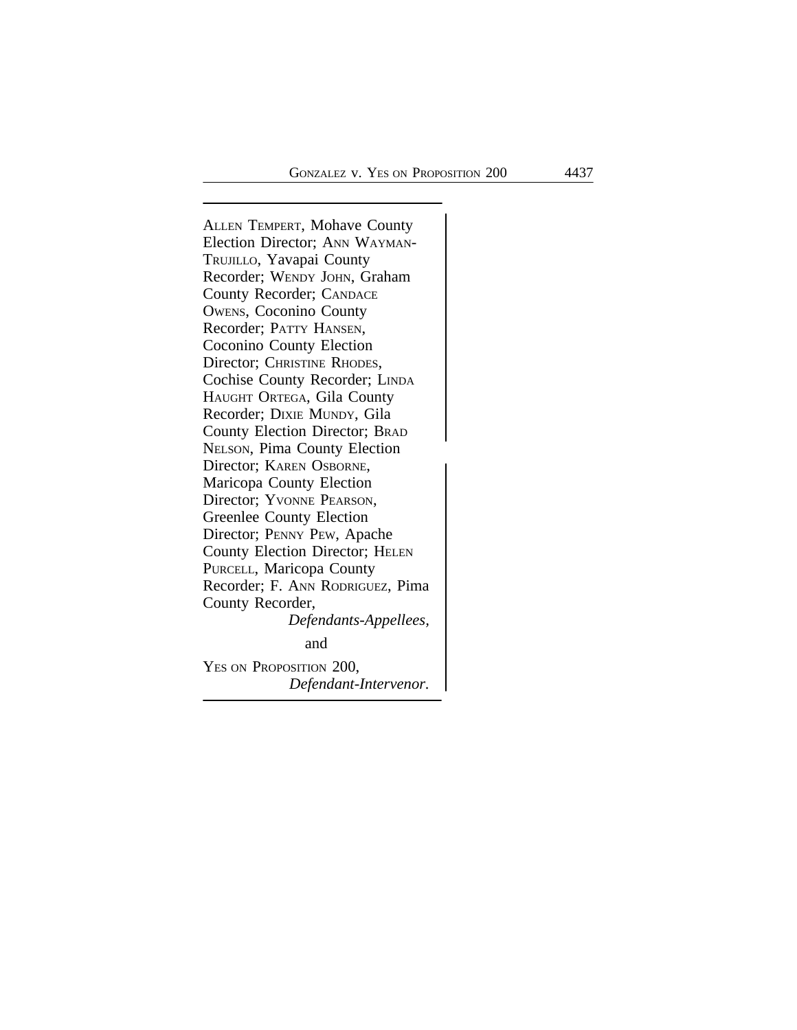ALLEN TEMPERT, Mohave County Election Director; ANN WAYMAN-TRUJILLO, Yavapai County Recorder; WENDY JOHN, Graham County Recorder; CANDACE OWENS, Coconino County Recorder; PATTY HANSEN, Coconino County Election Director; CHRISTINE RHODES, Cochise County Recorder; LINDA HAUGHT ORTEGA, Gila County Recorder; DIXIE MUNDY, Gila County Election Director; BRAD NELSON, Pima County Election Director; KAREN OSBORNE, Maricopa County Election Director; YVONNE PEARSON, Greenlee County Election Director; PENNY PEW, Apache County Election Director; HELEN PURCELL, Maricopa County Recorder; F. ANN RODRIGUEZ, Pima County Recorder,

*Defendants-Appellees,*

and

YES ON PROPOSITION 200,

*Defendant-Intervenor.*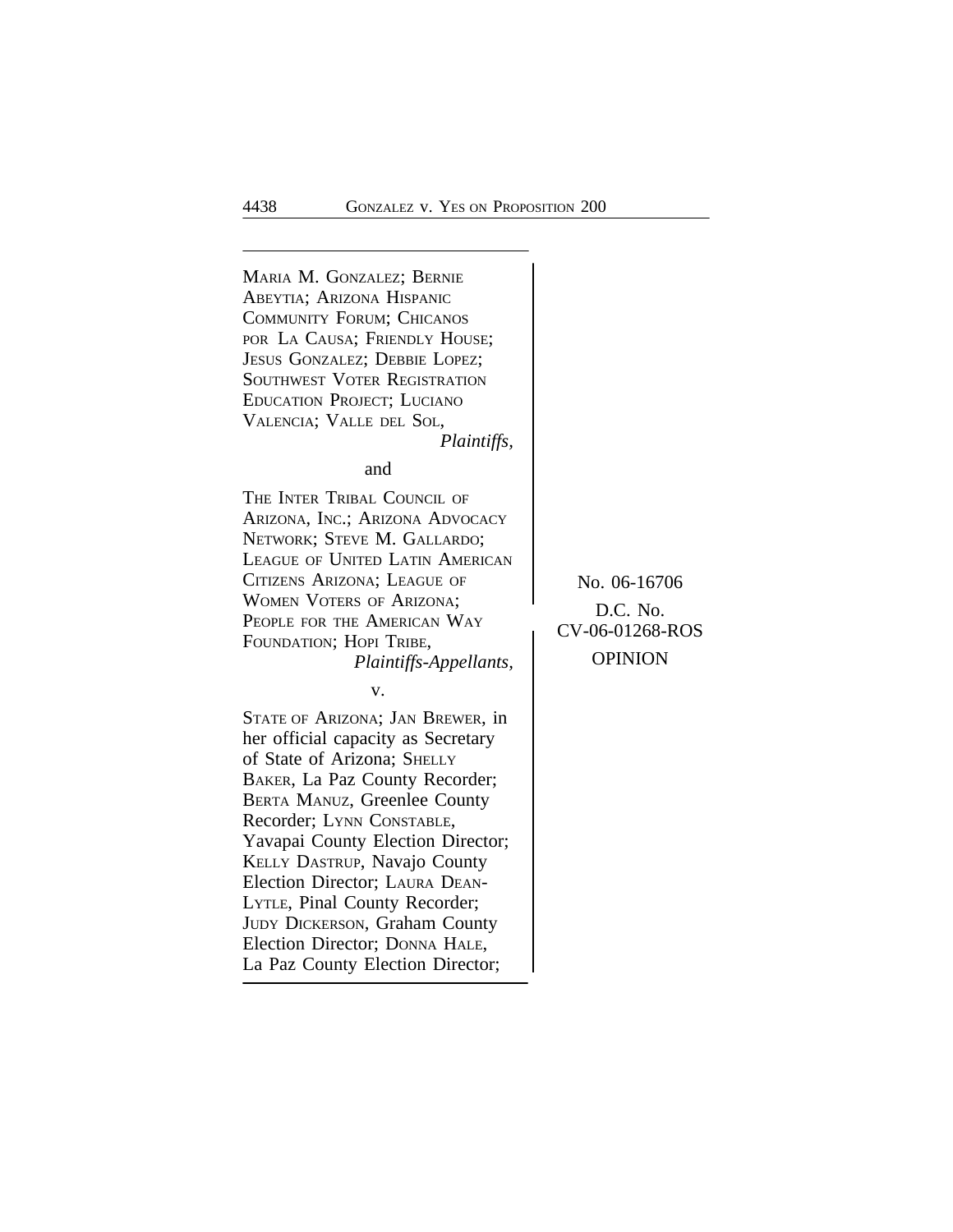MARIA M. GONZALEZ; BERNIE ABEYTIA; ARIZONA HISPANIC COMMUNITY FORUM; CHICANOS POR LA CAUSA; FRIENDLY HOUSE; JESUS GONZALEZ; DEBBIE LOPEZ; SOUTHWEST VOTER REGISTRATION EDUCATION PROJECT; LUCIANO VALENCIA; VALLE DEL SOL,

*Plaintiffs,*

and

THE INTER TRIBAL COUNCIL OF ARIZONA, INC.; ARIZONA ADVOCACY NETWORK; STEVE M. GALLARDO; LEAGUE OF UNITED LATIN AMERICAN CITIZENS ARIZONA; LEAGUE OF WOMEN VOTERS OF ARIZONA; PEOPLE FOR THE AMERICAN WAY FOUNDATION; HOPI TRIBE,

*Plaintiffs-Appellants,*

v.

STATE OF ARIZONA; JAN BREWER, in her official capacity as Secretary of State of Arizona; SHELLY BAKER, La Paz County Recorder; BERTA MANUZ, Greenlee County Recorder; LYNN CONSTABLE, Yavapai County Election Director; KELLY DASTRUP, Navajo County Election Director; LAURA DEAN-LYTLE, Pinal County Recorder; JUDY DICKERSON, Graham County Election Director; DONNA HALE, La Paz County Election Director;

No. 06-16706

D.C. No. CV-06-01268-ROS

OPINION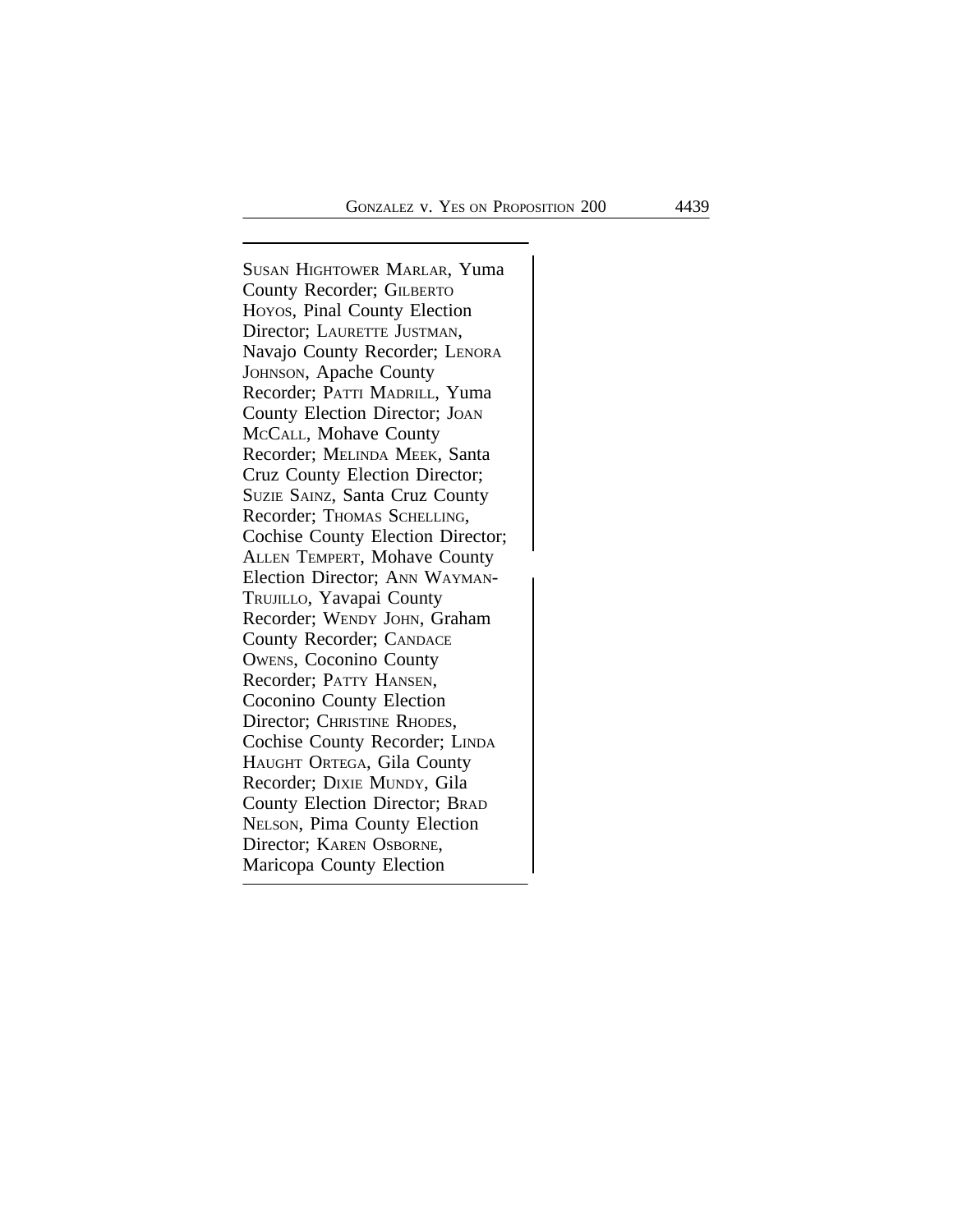SUSAN HIGHTOWER MARLAR, Yuma County Recorder; GILBERTO HOYOS, Pinal County Election Director; LAURETTE JUSTMAN, Navajo County Recorder; LENORA JOHNSON, Apache County Recorder; PATTI MADRILL, Yuma County Election Director; JOAN MCCALL, Mohave County Recorder; MELINDA MEEK, Santa Cruz County Election Director; SUZIE SAINZ, Santa Cruz County Recorder; THOMAS SCHELLING, Cochise County Election Director; ALLEN TEMPERT, Mohave County Election Director; ANN WAYMAN-TRUJILLO, Yavapai County Recorder; WENDY JOHN, Graham County Recorder; CANDACE OWENS, Coconino County Recorder; PATTY HANSEN, Coconino County Election Director; CHRISTINE RHODES, Cochise County Recorder; LINDA HAUGHT ORTEGA, Gila County Recorder; DIXIE MUNDY, Gila County Election Director; BRAD NELSON, Pima County Election Director; KAREN OSBORNE, Maricopa County Election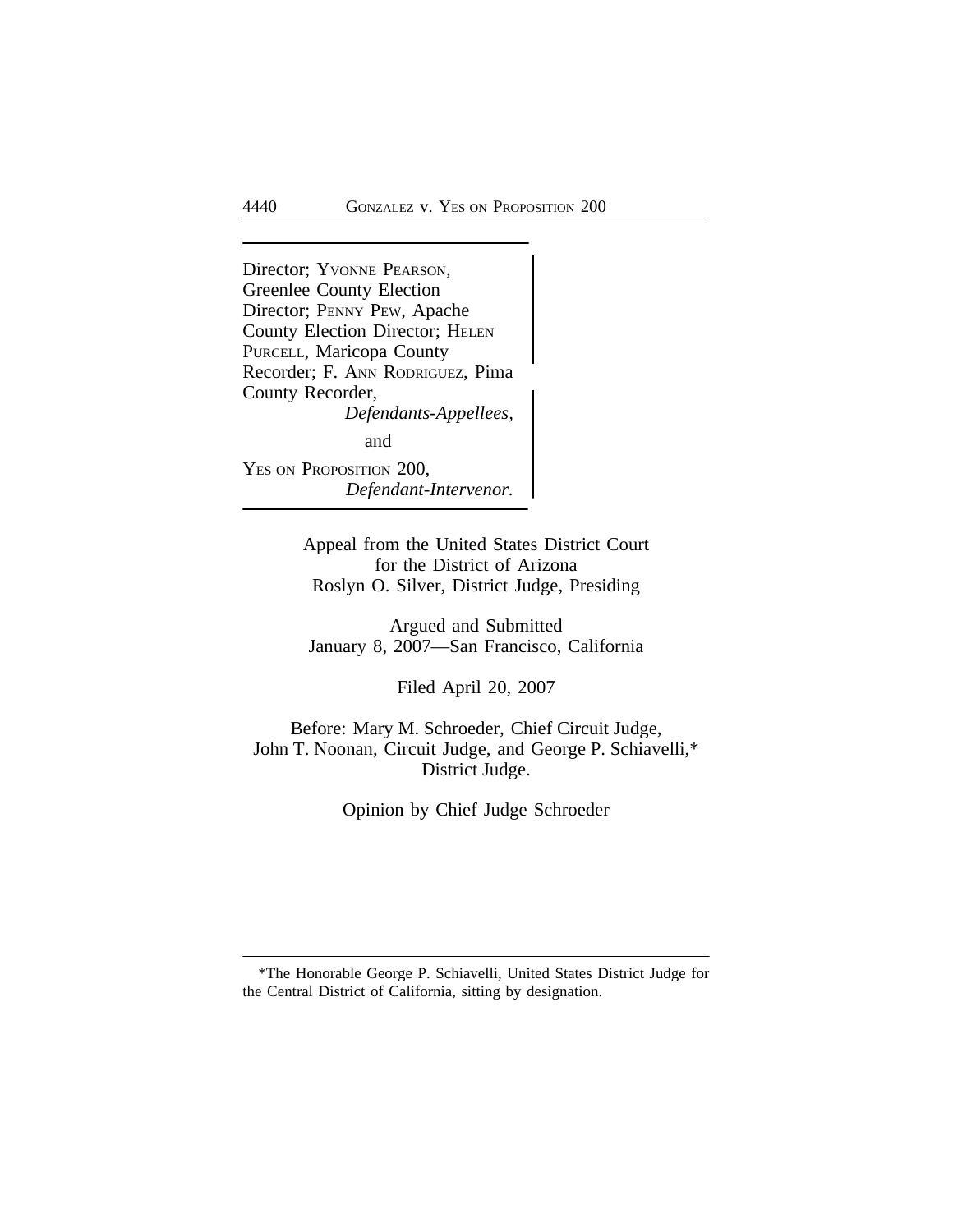Director; YVONNE PEARSON, Greenlee County Election Director; PENNY PEW, Apache County Election Director; HELEN PURCELL, Maricopa County Recorder; F. ANN RODRIGUEZ, Pima County Recorder,

*Defendants-Appellees,*

and

YES ON PROPOSITION 200,

*Defendant-Intervenor.*

Appeal from the United States District Court for the District of Arizona
Roslyn O. Silver, District Judge, Presiding

Argued and Submitted
January 8, 2007—San Francisco, California

Filed April 20, 2007

Before: Mary M. Schroeder, Chief Circuit Judge, John T. Noonan, Circuit Judge, and George P. Schiavelli,* District Judge.

Opinion by Chief Judge Schroeder

---

*The Honorable George P. Schiavelli, United States District Judge for the Central District of California, sitting by designation.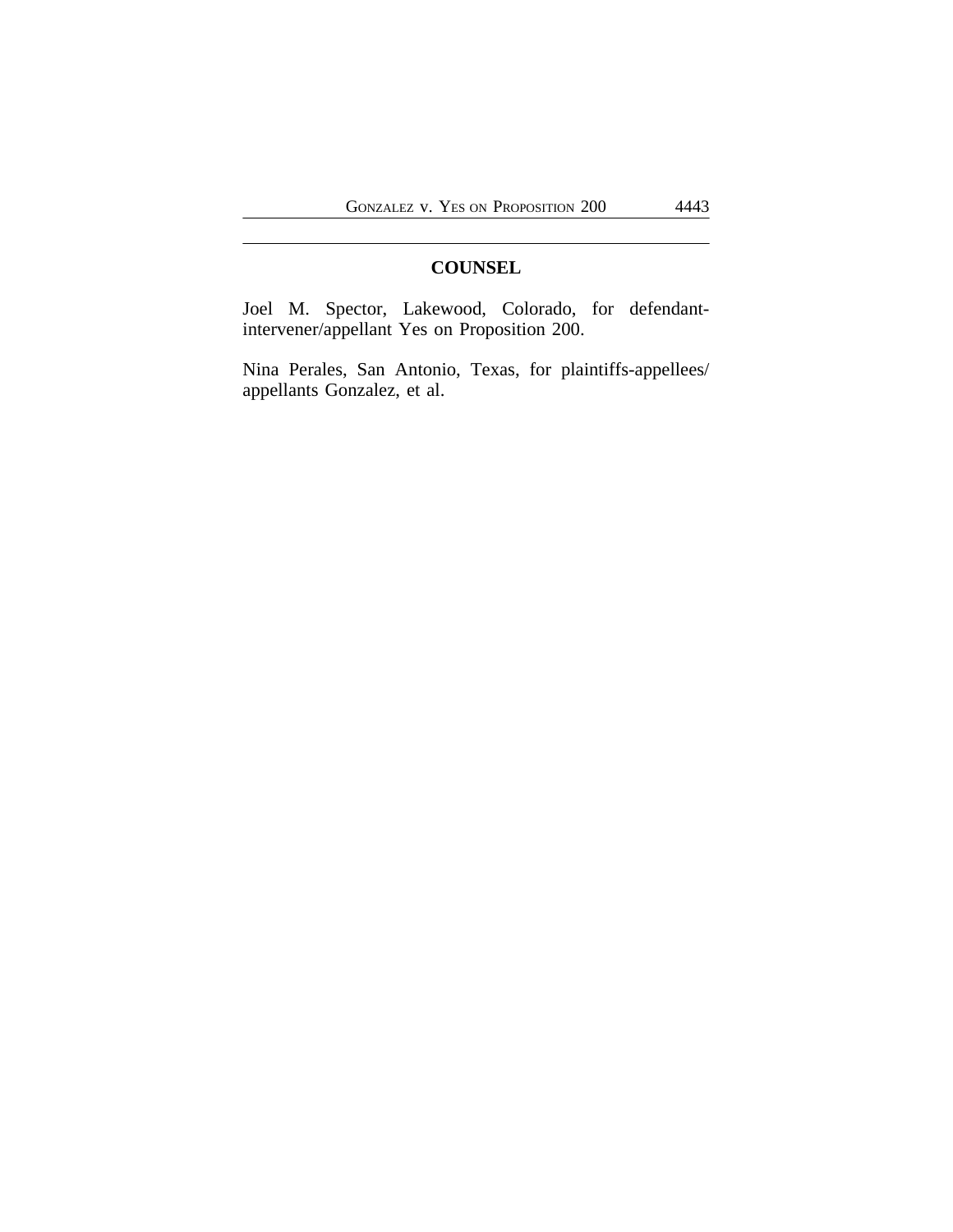## COUNSEL

Joel M. Spector, Lakewood, Colorado, for defendant-intervener/appellant Yes on Proposition 200.

Nina Perales, San Antonio, Texas, for plaintiffs-appellees/appellants Gonzalez, et al.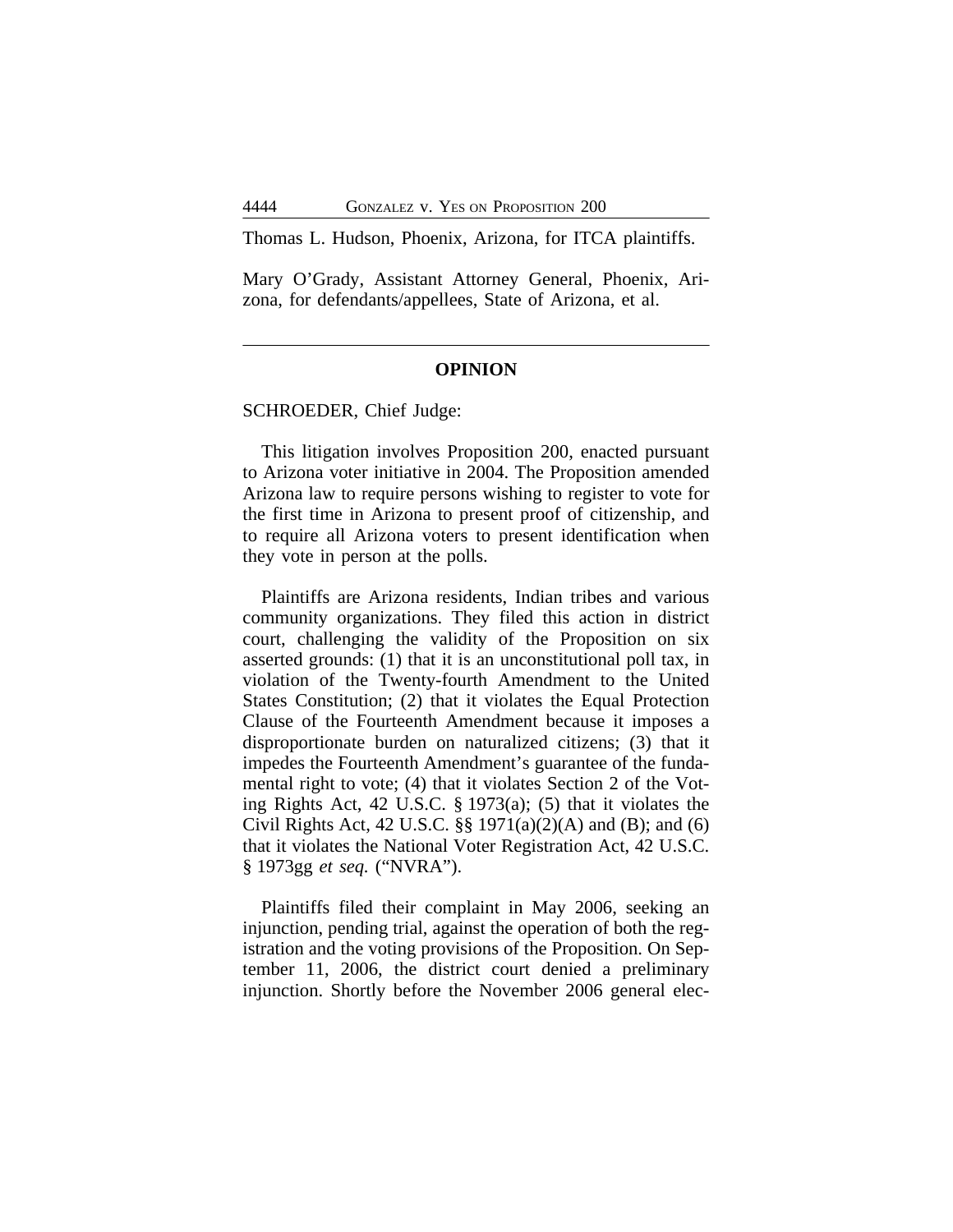Thomas L. Hudson, Phoenix, Arizona, for ITCA plaintiffs.

Mary O'Grady, Assistant Attorney General, Phoenix, Arizona, for defendants/appellees, State of Arizona, et al.

---

**OPINION**

SCHROEDER, Chief Judge:

This litigation involves Proposition 200, enacted pursuant to Arizona voter initiative in 2004. The Proposition amended Arizona law to require persons wishing to register to vote for the first time in Arizona to present proof of citizenship, and to require all Arizona voters to present identification when they vote in person at the polls.

Plaintiffs are Arizona residents, Indian tribes and various community organizations. They filed this action in district court, challenging the validity of the Proposition on six asserted grounds: (1) that it is an unconstitutional poll tax, in violation of the Twenty-fourth Amendment to the United States Constitution; (2) that it violates the Equal Protection Clause of the Fourteenth Amendment because it imposes a disproportionate burden on naturalized citizens; (3) that it impedes the Fourteenth Amendment's guarantee of the fundamental right to vote; (4) that it violates Section 2 of the Voting Rights Act, 42 U.S.C. § 1973(a); (5) that it violates the Civil Rights Act, 42 U.S.C. §§ 1971(a)(2)(A) and (B); and (6) that it violates the National Voter Registration Act, 42 U.S.C. § 1973gg *et seq.* ("NVRA").

Plaintiffs filed their complaint in May 2006, seeking an injunction, pending trial, against the operation of both the registration and the voting provisions of the Proposition. On September 11, 2006, the district court denied a preliminary injunction. Shortly before the November 2006 general elec-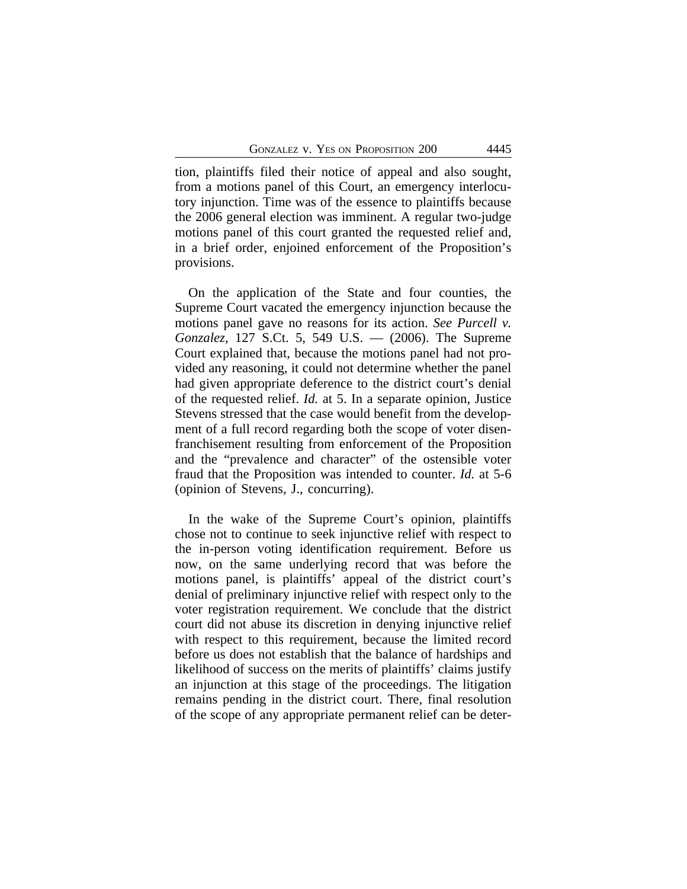tion, plaintiffs filed their notice of appeal and also sought, from a motions panel of this Court, an emergency interlocutory injunction. Time was of the essence to plaintiffs because the 2006 general election was imminent. A regular two-judge motions panel of this court granted the requested relief and, in a brief order, enjoined enforcement of the Proposition's provisions.

On the application of the State and four counties, the Supreme Court vacated the emergency injunction because the motions panel gave no reasons for its action. *See Purcell v. Gonzalez*, 127 S.Ct. 5, 549 U.S. — (2006). The Supreme Court explained that, because the motions panel had not provided any reasoning, it could not determine whether the panel had given appropriate deference to the district court's denial of the requested relief. *Id.* at 5. In a separate opinion, Justice Stevens stressed that the case would benefit from the development of a full record regarding both the scope of voter disenfranchisement resulting from enforcement of the Proposition and the "prevalence and character" of the ostensible voter fraud that the Proposition was intended to counter. *Id.* at 5-6 (opinion of Stevens, J., concurring).

In the wake of the Supreme Court's opinion, plaintiffs chose not to continue to seek injunctive relief with respect to the in-person voting identification requirement. Before us now, on the same underlying record that was before the motions panel, is plaintiffs' appeal of the district court's denial of preliminary injunctive relief with respect only to the voter registration requirement. We conclude that the district court did not abuse its discretion in denying injunctive relief with respect to this requirement, because the limited record before us does not establish that the balance of hardships and likelihood of success on the merits of plaintiffs' claims justify an injunction at this stage of the proceedings. The litigation remains pending in the district court. There, final resolution of the scope of any appropriate permanent relief can be deter-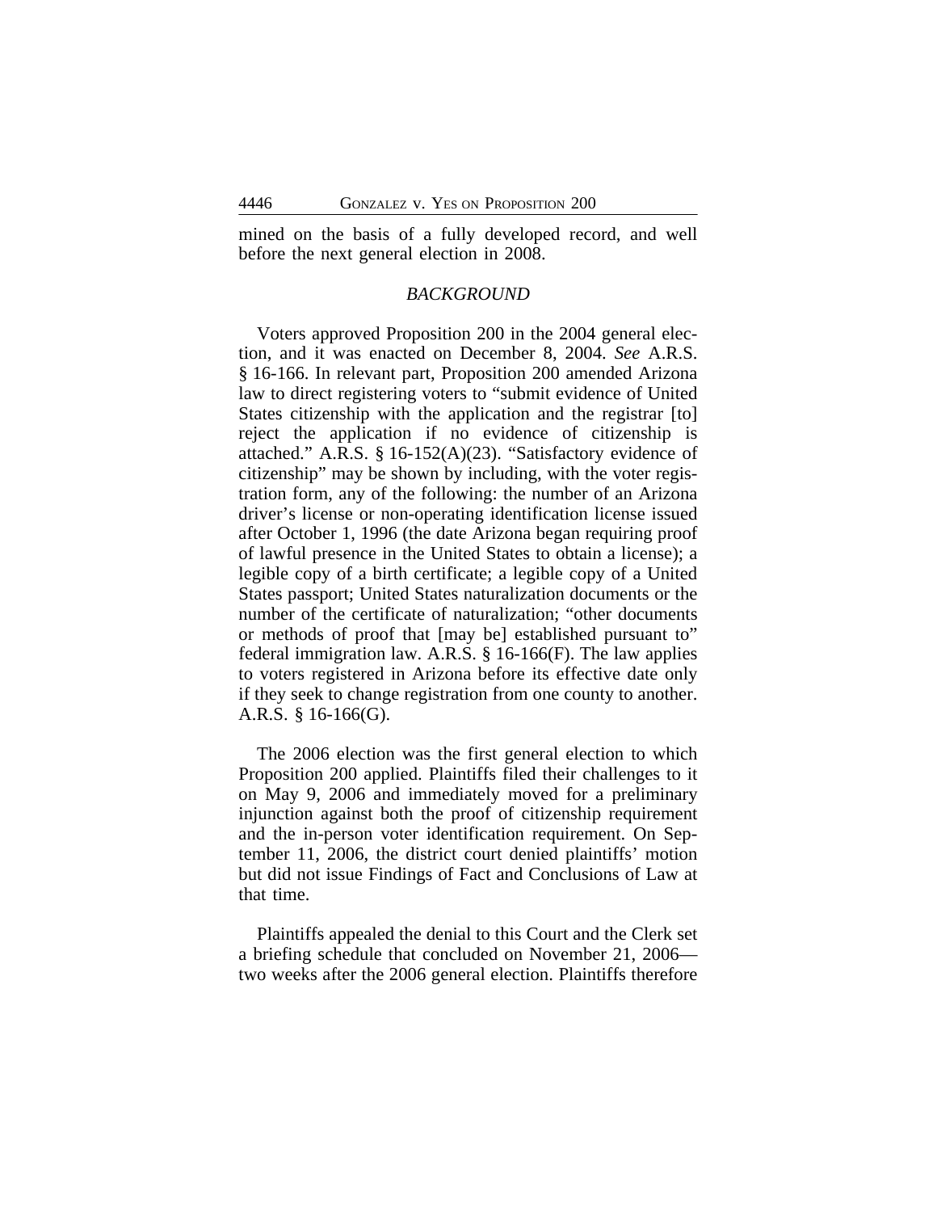mined on the basis of a fully developed record, and well before the next general election in 2008.

### *BACKGROUND*

Voters approved Proposition 200 in the 2004 general election, and it was enacted on December 8, 2004. *See* A.R.S. § 16-166. In relevant part, Proposition 200 amended Arizona law to direct registering voters to "submit evidence of United States citizenship with the application and the registrar [to] reject the application if no evidence of citizenship is attached." A.R.S. § 16-152(A)(23). "Satisfactory evidence of citizenship" may be shown by including, with the voter registration form, any of the following: the number of an Arizona driver's license or non-operating identification license issued after October 1, 1996 (the date Arizona began requiring proof of lawful presence in the United States to obtain a license); a legible copy of a birth certificate; a legible copy of a United States passport; United States naturalization documents or the number of the certificate of naturalization; "other documents or methods of proof that [may be] established pursuant to" federal immigration law. A.R.S. § 16-166(F). The law applies to voters registered in Arizona before its effective date only if they seek to change registration from one county to another. A.R.S. § 16-166(G).

The 2006 election was the first general election to which Proposition 200 applied. Plaintiffs filed their challenges to it on May 9, 2006 and immediately moved for a preliminary injunction against both the proof of citizenship requirement and the in-person voter identification requirement. On September 11, 2006, the district court denied plaintiffs' motion but did not issue Findings of Fact and Conclusions of Law at that time.

Plaintiffs appealed the denial to this Court and the Clerk set a briefing schedule that concluded on November 21, 2006—two weeks after the 2006 general election. Plaintiffs therefore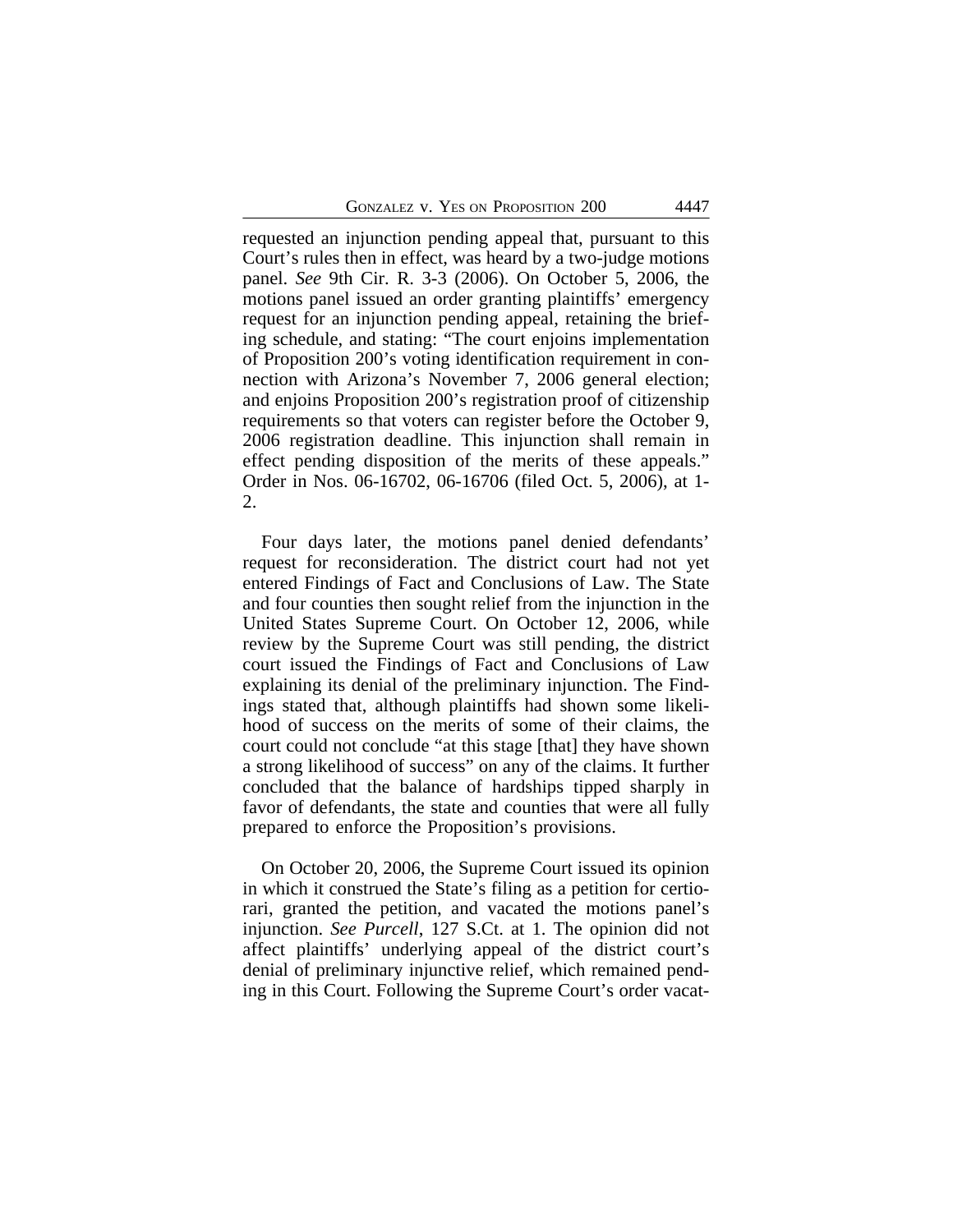requested an injunction pending appeal that, pursuant to this Court's rules then in effect, was heard by a two-judge motions panel. *See* 9th Cir. R. 3-3 (2006). On October 5, 2006, the motions panel issued an order granting plaintiffs' emergency request for an injunction pending appeal, retaining the briefing schedule, and stating: "The court enjoins implementation of Proposition 200's voting identification requirement in connection with Arizona's November 7, 2006 general election; and enjoins Proposition 200's registration proof of citizenship requirements so that voters can register before the October 9, 2006 registration deadline. This injunction shall remain in effect pending disposition of the merits of these appeals." Order in Nos. 06-16702, 06-16706 (filed Oct. 5, 2006), at 1-2.

Four days later, the motions panel denied defendants' request for reconsideration. The district court had not yet entered Findings of Fact and Conclusions of Law. The State and four counties then sought relief from the injunction in the United States Supreme Court. On October 12, 2006, while review by the Supreme Court was still pending, the district court issued the Findings of Fact and Conclusions of Law explaining its denial of the preliminary injunction. The Findings stated that, although plaintiffs had shown some likelihood of success on the merits of some of their claims, the court could not conclude "at this stage [that] they have shown a strong likelihood of success" on any of the claims. It further concluded that the balance of hardships tipped sharply in favor of defendants, the state and counties that were all fully prepared to enforce the Proposition's provisions.

On October 20, 2006, the Supreme Court issued its opinion in which it construed the State's filing as a petition for certiorari, granted the petition, and vacated the motions panel's injunction. *See Purcell*, 127 S.Ct. at 1. The opinion did not affect plaintiffs' underlying appeal of the district court's denial of preliminary injunctive relief, which remained pending in this Court. Following the Supreme Court's order vacat-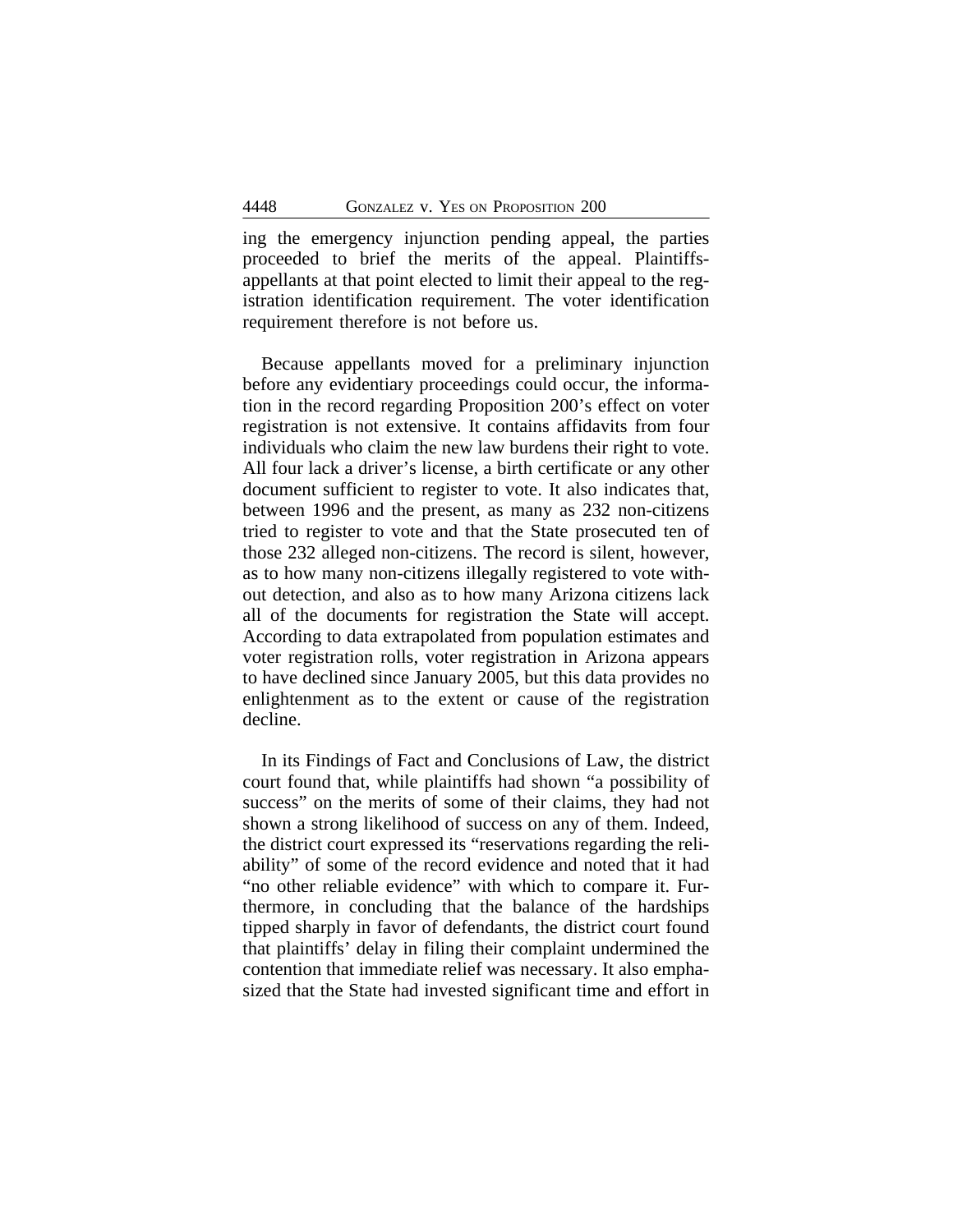ing the emergency injunction pending appeal, the parties proceeded to brief the merits of the appeal. Plaintiffs-appellants at that point elected to limit their appeal to the registration identification requirement. The voter identification requirement therefore is not before us.

Because appellants moved for a preliminary injunction before any evidentiary proceedings could occur, the information in the record regarding Proposition 200's effect on voter registration is not extensive. It contains affidavits from four individuals who claim the new law burdens their right to vote. All four lack a driver's license, a birth certificate or any other document sufficient to register to vote. It also indicates that, between 1996 and the present, as many as 232 non-citizens tried to register to vote and that the State prosecuted ten of those 232 alleged non-citizens. The record is silent, however, as to how many non-citizens illegally registered to vote without detection, and also as to how many Arizona citizens lack all of the documents for registration the State will accept. According to data extrapolated from population estimates and voter registration rolls, voter registration in Arizona appears to have declined since January 2005, but this data provides no enlightenment as to the extent or cause of the registration decline.

In its Findings of Fact and Conclusions of Law, the district court found that, while plaintiffs had shown "a possibility of success" on the merits of some of their claims, they had not shown a strong likelihood of success on any of them. Indeed, the district court expressed its "reservations regarding the reliability" of some of the record evidence and noted that it had "no other reliable evidence" with which to compare it. Furthermore, in concluding that the balance of the hardships tipped sharply in favor of defendants, the district court found that plaintiffs' delay in filing their complaint undermined the contention that immediate relief was necessary. It also emphasized that the State had invested significant time and effort in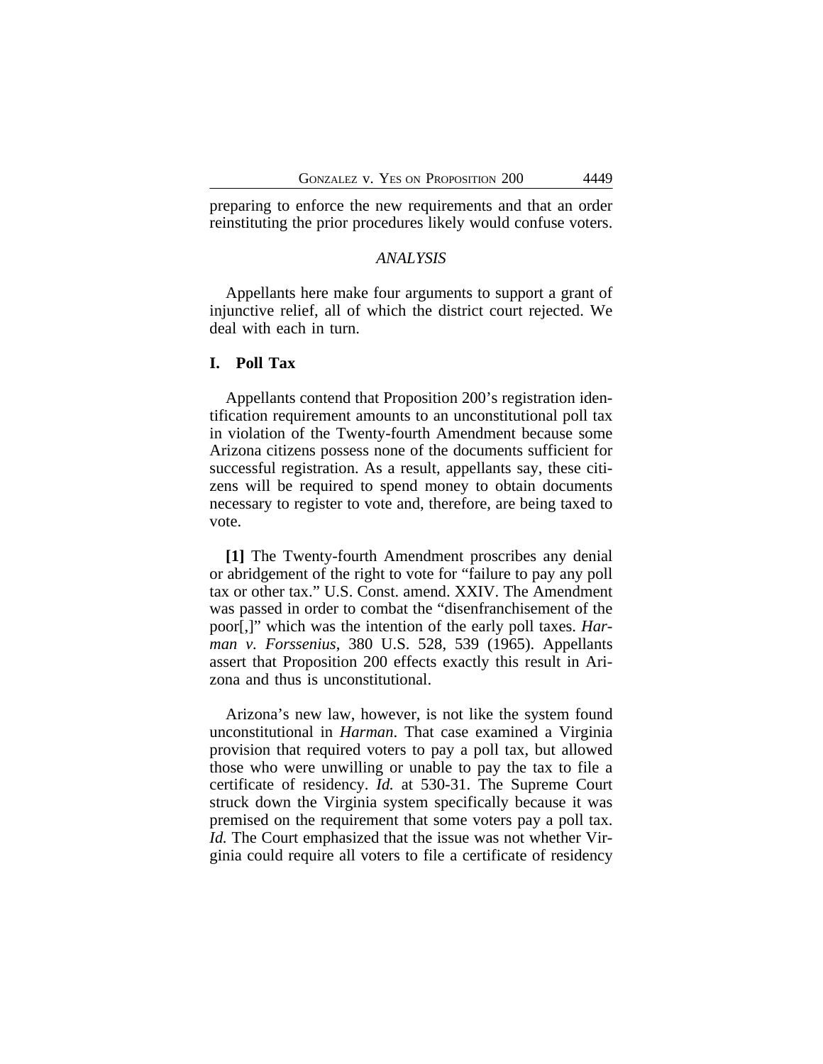preparing to enforce the new requirements and that an order reinstituting the prior procedures likely would confuse voters.

## *ANALYSIS*

Appellants here make four arguments to support a grant of injunctive relief, all of which the district court rejected. We deal with each in turn.

### I. Poll Tax

Appellants contend that Proposition 200's registration identification requirement amounts to an unconstitutional poll tax in violation of the Twenty-fourth Amendment because some Arizona citizens possess none of the documents sufficient for successful registration. As a result, appellants say, these citizens will be required to spend money to obtain documents necessary to register to vote and, therefore, are being taxed to vote.

**[1]** The Twenty-fourth Amendment proscribes any denial or abridgement of the right to vote for "failure to pay any poll tax or other tax." U.S. Const. amend. XXIV. The Amendment was passed in order to combat the "disenfranchisement of the poor[,]" which was the intention of the early poll taxes. *Harman v. Forssenius*, 380 U.S. 528, 539 (1965). Appellants assert that Proposition 200 effects exactly this result in Arizona and thus is unconstitutional.

Arizona's new law, however, is not like the system found unconstitutional in *Harman*. That case examined a Virginia provision that required voters to pay a poll tax, but allowed those who were unwilling or unable to pay the tax to file a certificate of residency. *Id.* at 530-31. The Supreme Court struck down the Virginia system specifically because it was premised on the requirement that some voters pay a poll tax. *Id.* The Court emphasized that the issue was not whether Virginia could require all voters to file a certificate of residency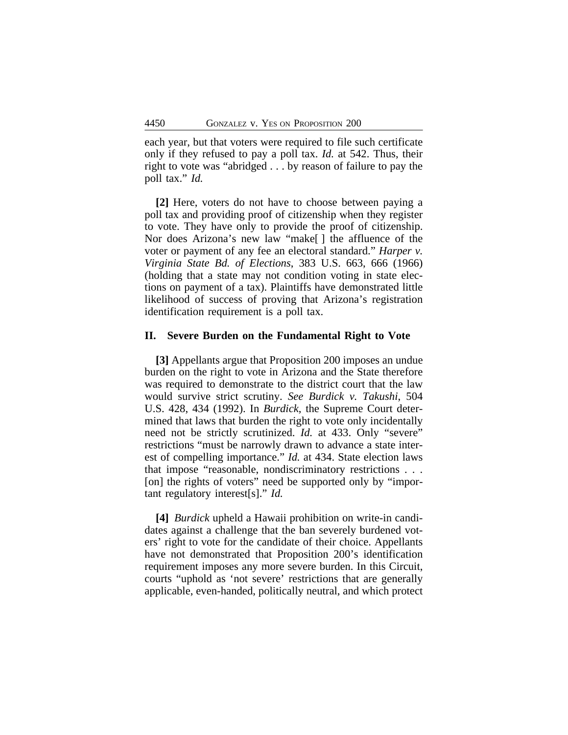each year, but that voters were required to file such certificate only if they refused to pay a poll tax. *Id.* at 542. Thus, their right to vote was "abridged . . . by reason of failure to pay the poll tax." *Id.*

**[2]** Here, voters do not have to choose between paying a poll tax and providing proof of citizenship when they register to vote. They have only to provide the proof of citizenship. Nor does Arizona's new law "make[ ] the affluence of the voter or payment of any fee an electoral standard." *Harper v. Virginia State Bd. of Elections*, 383 U.S. 663, 666 (1966) (holding that a state may not condition voting in state elections on payment of a tax). Plaintiffs have demonstrated little likelihood of success of proving that Arizona's registration identification requirement is a poll tax.

## II. Severe Burden on the Fundamental Right to Vote

**[3]** Appellants argue that Proposition 200 imposes an undue burden on the right to vote in Arizona and the State therefore was required to demonstrate to the district court that the law would survive strict scrutiny. *See Burdick v. Takushi*, 504 U.S. 428, 434 (1992). In *Burdick*, the Supreme Court determined that laws that burden the right to vote only incidentally need not be strictly scrutinized. *Id.* at 433. Only "severe" restrictions "must be narrowly drawn to advance a state interest of compelling importance." *Id.* at 434. State election laws that impose "reasonable, nondiscriminatory restrictions . . . [on] the rights of voters" need be supported only by "important regulatory interest[s]." *Id.*

**[4]** *Burdick* upheld a Hawaii prohibition on write-in candidates against a challenge that the ban severely burdened voters' right to vote for the candidate of their choice. Appellants have not demonstrated that Proposition 200's identification requirement imposes any more severe burden. In this Circuit, courts "uphold as 'not severe' restrictions that are generally applicable, even-handed, politically neutral, and which protect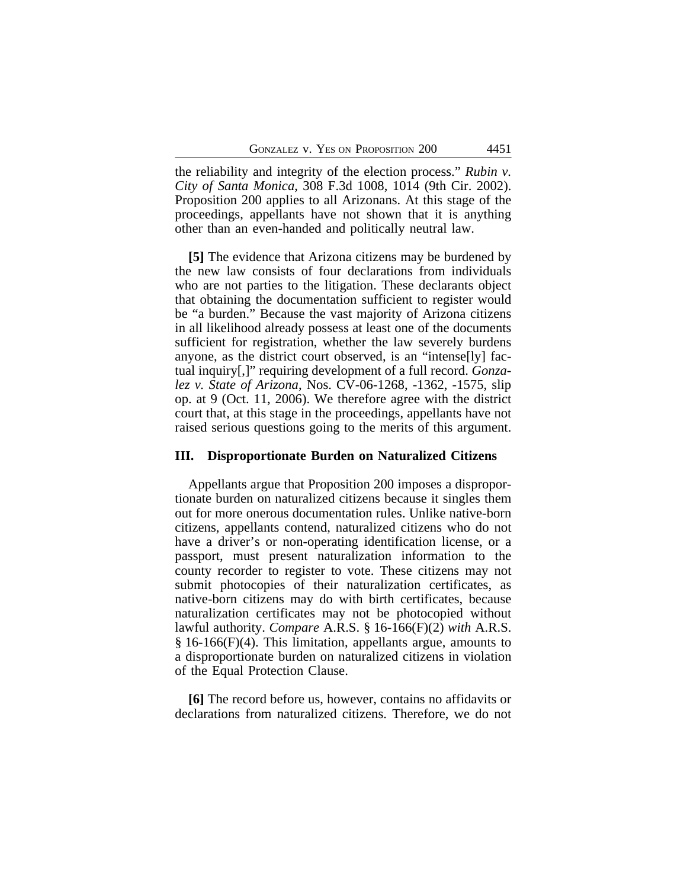the reliability and integrity of the election process." *Rubin v. City of Santa Monica*, 308 F.3d 1008, 1014 (9th Cir. 2002). Proposition 200 applies to all Arizonans. At this stage of the proceedings, appellants have not shown that it is anything other than an even-handed and politically neutral law.

**[5]** The evidence that Arizona citizens may be burdened by the new law consists of four declarations from individuals who are not parties to the litigation. These declarants object that obtaining the documentation sufficient to register would be "a burden." Because the vast majority of Arizona citizens in all likelihood already possess at least one of the documents sufficient for registration, whether the law severely burdens anyone, as the district court observed, is an "intense[ly] factual inquiry[,]" requiring development of a full record. *Gonzalez v. State of Arizona*, Nos. CV-06-1268, -1362, -1575, slip op. at 9 (Oct. 11, 2006). We therefore agree with the district court that, at this stage in the proceedings, appellants have not raised serious questions going to the merits of this argument.

## III. Disproportionate Burden on Naturalized Citizens

Appellants argue that Proposition 200 imposes a disproportionate burden on naturalized citizens because it singles them out for more onerous documentation rules. Unlike native-born citizens, appellants contend, naturalized citizens who do not have a driver's or non-operating identification license, or a passport, must present naturalization information to the county recorder to register to vote. These citizens may not submit photocopies of their naturalization certificates, as native-born citizens may do with birth certificates, because naturalization certificates may not be photocopied without lawful authority. *Compare* A.R.S. § 16-166(F)(2) *with* A.R.S. § 16-166(F)(4). This limitation, appellants argue, amounts to a disproportionate burden on naturalized citizens in violation of the Equal Protection Clause.

**[6]** The record before us, however, contains no affidavits or declarations from naturalized citizens. Therefore, we do not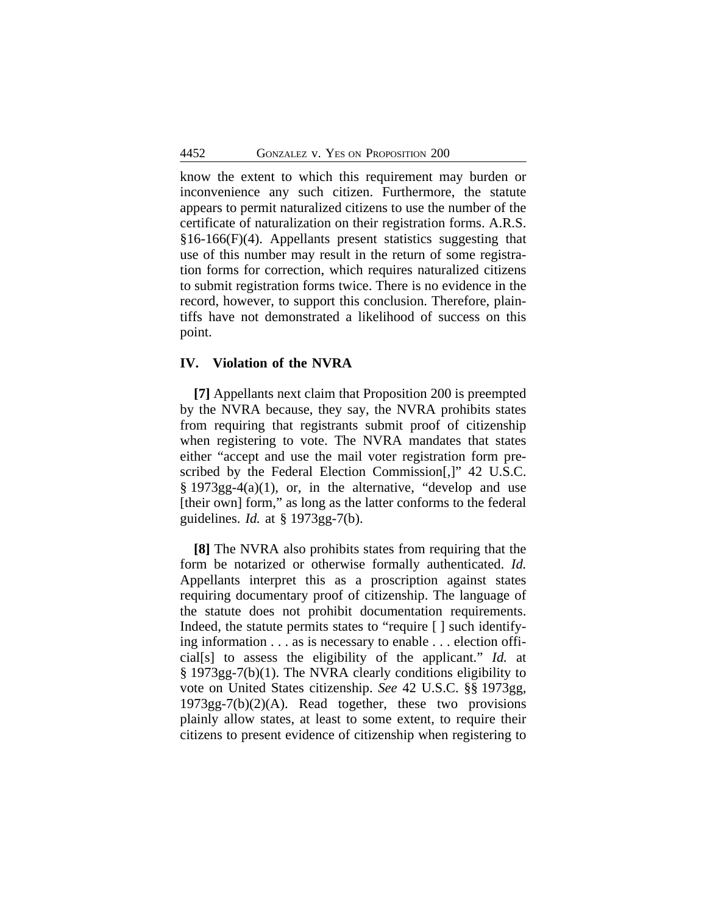know the extent to which this requirement may burden or inconvenience any such citizen. Furthermore, the statute appears to permit naturalized citizens to use the number of the certificate of naturalization on their registration forms. A.R.S. §16-166(F)(4). Appellants present statistics suggesting that use of this number may result in the return of some registration forms for correction, which requires naturalized citizens to submit registration forms twice. There is no evidence in the record, however, to support this conclusion. Therefore, plaintiffs have not demonstrated a likelihood of success on this point.

## IV. Violation of the NVRA

**[7]** Appellants next claim that Proposition 200 is preempted by the NVRA because, they say, the NVRA prohibits states from requiring that registrants submit proof of citizenship when registering to vote. The NVRA mandates that states either "accept and use the mail voter registration form prescribed by the Federal Election Commission[,]" 42 U.S.C. § 1973gg-4(a)(1), or, in the alternative, "develop and use [their own] form," as long as the latter conforms to the federal guidelines. *Id.* at § 1973gg-7(b).

**[8]** The NVRA also prohibits states from requiring that the form be notarized or otherwise formally authenticated. *Id.* Appellants interpret this as a proscription against states requiring documentary proof of citizenship. The language of the statute does not prohibit documentation requirements. Indeed, the statute permits states to "require [ ] such identifying information . . . as is necessary to enable . . . election official[s] to assess the eligibility of the applicant." *Id.* at § 1973gg-7(b)(1). The NVRA clearly conditions eligibility to vote on United States citizenship. *See* 42 U.S.C. §§ 1973gg, 1973gg-7(b)(2)(A). Read together, these two provisions plainly allow states, at least to some extent, to require their citizens to present evidence of citizenship when registering to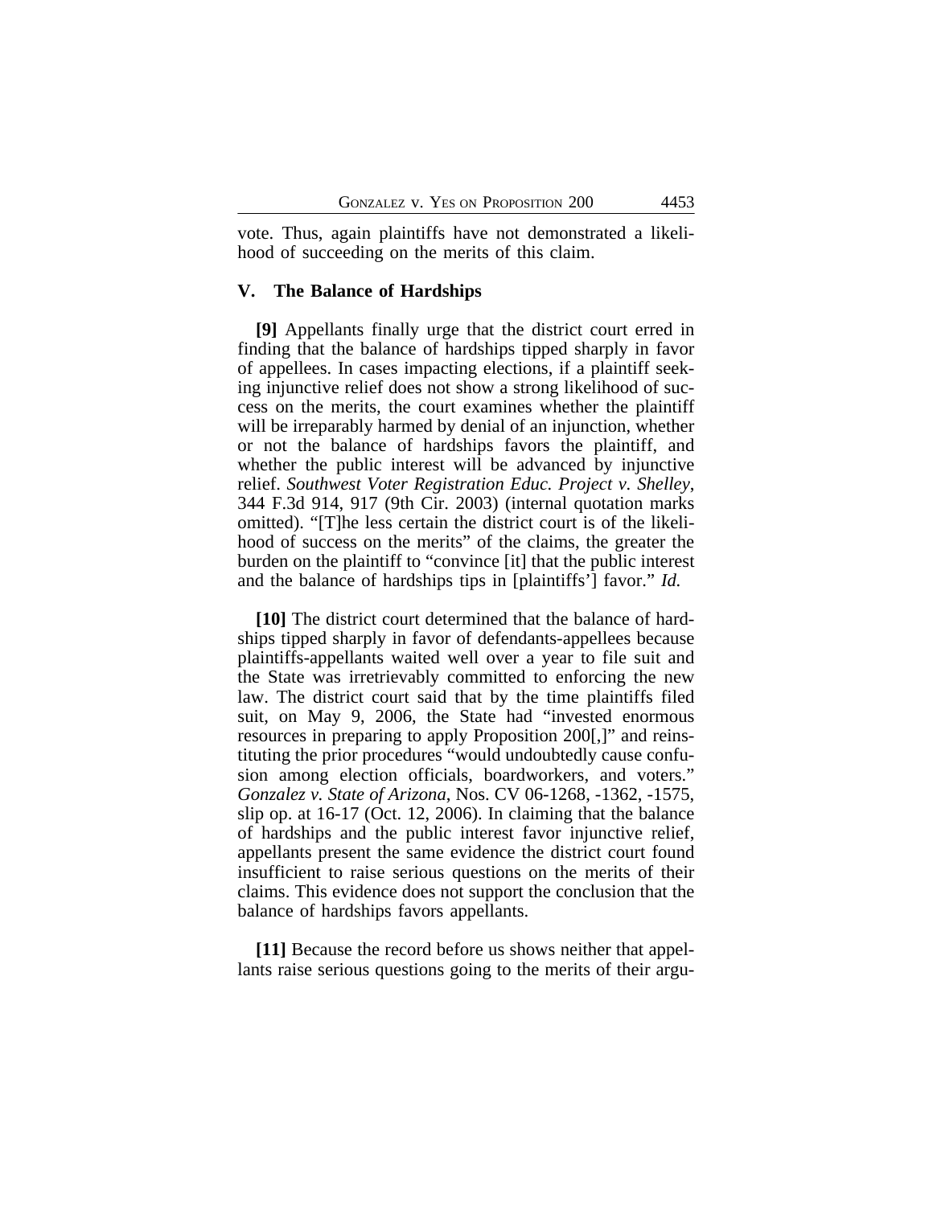vote. Thus, again plaintiffs have not demonstrated a likelihood of succeeding on the merits of this claim.

## V. The Balance of Hardships

**[9]** Appellants finally urge that the district court erred in finding that the balance of hardships tipped sharply in favor of appellees. In cases impacting elections, if a plaintiff seeking injunctive relief does not show a strong likelihood of success on the merits, the court examines whether the plaintiff will be irreparably harmed by denial of an injunction, whether or not the balance of hardships favors the plaintiff, and whether the public interest will be advanced by injunctive relief. *Southwest Voter Registration Educ. Project v. Shelley*, 344 F.3d 914, 917 (9th Cir. 2003) (internal quotation marks omitted). "[T]he less certain the district court is of the likelihood of success on the merits" of the claims, the greater the burden on the plaintiff to "convince [it] that the public interest and the balance of hardships tips in [plaintiffs'] favor." *Id.*

**[10]** The district court determined that the balance of hardships tipped sharply in favor of defendants-appellees because plaintiffs-appellants waited well over a year to file suit and the State was irretrievably committed to enforcing the new law. The district court said that by the time plaintiffs filed suit, on May 9, 2006, the State had "invested enormous resources in preparing to apply Proposition 200[,]" and reinstituting the prior procedures "would undoubtedly cause confusion among election officials, boardworkers, and voters." *Gonzalez v. State of Arizona*, Nos. CV 06-1268, -1362, -1575, slip op. at 16-17 (Oct. 12, 2006). In claiming that the balance of hardships and the public interest favor injunctive relief, appellants present the same evidence the district court found insufficient to raise serious questions on the merits of their claims. This evidence does not support the conclusion that the balance of hardships favors appellants.

**[11]** Because the record before us shows neither that appellants raise serious questions going to the merits of their argu-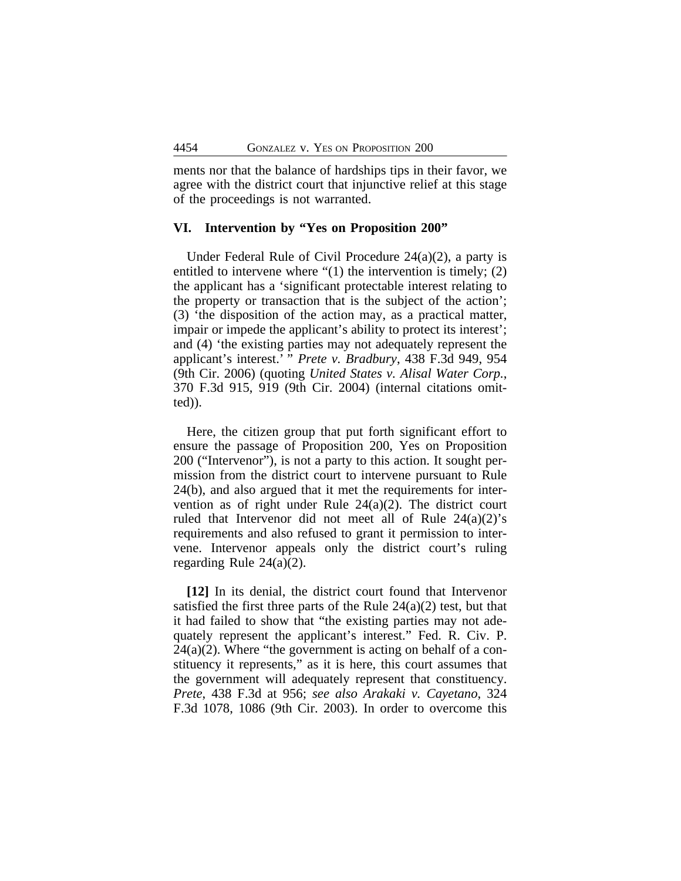ments nor that the balance of hardships tips in their favor, we agree with the district court that injunctive relief at this stage of the proceedings is not warranted.

## VI. Intervention by "Yes on Proposition 200"

Under Federal Rule of Civil Procedure 24(a)(2), a party is entitled to intervene where "(1) the intervention is timely; (2) the applicant has a 'significant protectable interest relating to the property or transaction that is the subject of the action'; (3) 'the disposition of the action may, as a practical matter, impair or impede the applicant's ability to protect its interest'; and (4) 'the existing parties may not adequately represent the applicant's interest.' " *Prete v. Bradbury*, 438 F.3d 949, 954 (9th Cir. 2006) (quoting *United States v. Alisal Water Corp.*, 370 F.3d 915, 919 (9th Cir. 2004) (internal citations omitted)).

Here, the citizen group that put forth significant effort to ensure the passage of Proposition 200, Yes on Proposition 200 ("Intervenor"), is not a party to this action. It sought permission from the district court to intervene pursuant to Rule 24(b), and also argued that it met the requirements for intervention as of right under Rule 24(a)(2). The district court ruled that Intervenor did not meet all of Rule 24(a)(2)'s requirements and also refused to grant it permission to intervene. Intervenor appeals only the district court's ruling regarding Rule 24(a)(2).

**[12]** In its denial, the district court found that Intervenor satisfied the first three parts of the Rule 24(a)(2) test, but that it had failed to show that "the existing parties may not adequately represent the applicant's interest." Fed. R. Civ. P. 24(a)(2). Where "the government is acting on behalf of a constituency it represents," as it is here, this court assumes that the government will adequately represent that constituency. *Prete*, 438 F.3d at 956; *see also Arakaki v. Cayetano*, 324 F.3d 1078, 1086 (9th Cir. 2003). In order to overcome this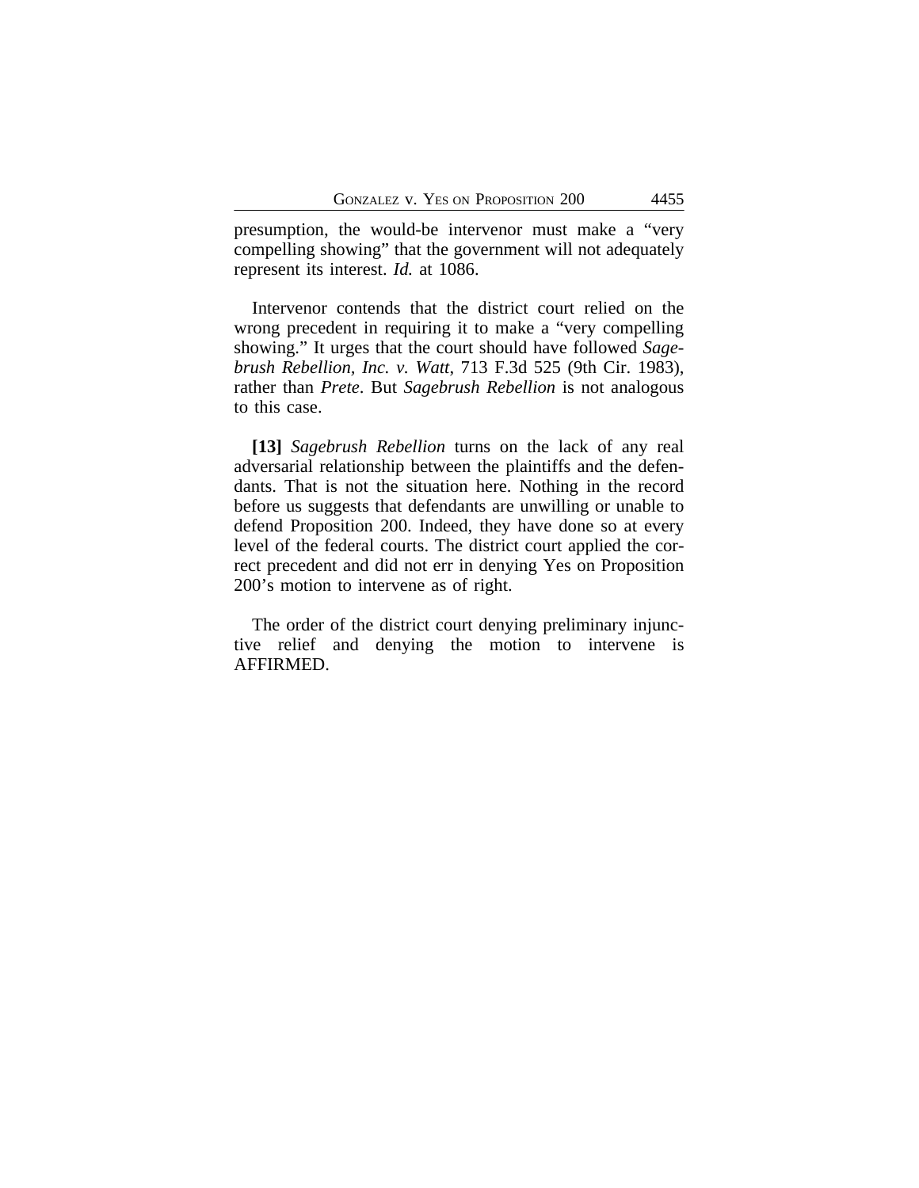presumption, the would-be intervenor must make a "very compelling showing" that the government will not adequately represent its interest. *Id.* at 1086.

Intervenor contends that the district court relied on the wrong precedent in requiring it to make a "very compelling showing." It urges that the court should have followed *Sagebrush Rebellion, Inc. v. Watt*, 713 F.3d 525 (9th Cir. 1983), rather than *Prete*. But *Sagebrush Rebellion* is not analogous to this case.

**[13]** *Sagebrush Rebellion* turns on the lack of any real adversarial relationship between the plaintiffs and the defendants. That is not the situation here. Nothing in the record before us suggests that defendants are unwilling or unable to defend Proposition 200. Indeed, they have done so at every level of the federal courts. The district court applied the correct precedent and did not err in denying Yes on Proposition 200's motion to intervene as of right.

The order of the district court denying preliminary injunctive relief and denying the motion to intervene is AFFIRMED.